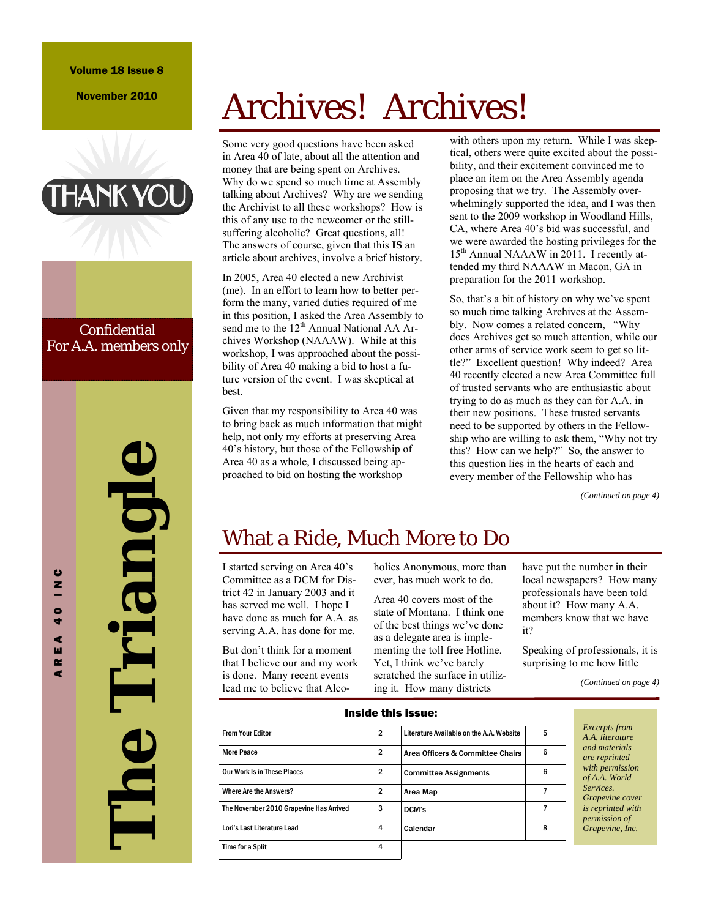# The Triangle

AREA 40 INC

Volume 18 Issue 8

November 2010

THANK YOU

Confidential
For A.A. members only

# Archives! Archives!

Some very good questions have been asked in Area 40 of late, about all the attention and money that are being spent on Archives. Why do we spend so much time at Assembly talking about Archives? Why are we sending the Archivist to all these workshops? How is this of any use to the newcomer or the still-suffering alcoholic? Great questions, all! The answers of course, given that this **IS** an article about archives, involve a brief history.

In 2005, Area 40 elected a new Archivist (me). In an effort to learn how to better perform the many, varied duties required of me in this position, I asked the Area Assembly to send me to the 12th Annual National AA Archives Workshop (NAAAW). While at this workshop, I was approached about the possibility of Area 40 making a bid to host a future version of the event. I was skeptical at best.

Given that my responsibility to Area 40 was to bring back as much information that might help, not only my efforts at preserving Area 40's history, but those of the Fellowship of Area 40 as a whole, I discussed being approached to bid on hosting the workshop with others upon my return. While I was skeptical, others were quite excited about the possibility, and their excitement convinced me to place an item on the Area Assembly agenda proposing that we try. The Assembly overwhelmingly supported the idea, and I was then sent to the 2009 workshop in Woodland Hills, CA, where Area 40's bid was successful, and we were awarded the hosting privileges for the 15th Annual NAAAW in 2011. I recently attended my third NAAAW in Macon, GA in preparation for the 2011 workshop.

So, that's a bit of history on why we've spent so much time talking Archives at the Assembly. Now comes a related concern, "Why does Archives get so much attention, while our other arms of service work seem to get so little?" Excellent question! Why indeed? Area 40 recently elected a new Area Committee full of trusted servants who are enthusiastic about trying to do as much as they can for A.A. in their new positions. These trusted servants need to be supported by others in the Fellowship who are willing to ask them, "Why not try this? How can we help?" So, the answer to this question lies in the hearts of each and every member of the Fellowship who has

*(Continued on page 4)*

# What a Ride, Much More to Do

I started serving on Area 40's Committee as a DCM for District 42 in January 2003 and it has served me well. I hope I have done as much for A.A. as serving A.A. has done for me.

But don't think for a moment that I believe our and my work is done. Many recent events lead me to believe that Alcoholics Anonymous, more than ever, has much work to do.

Area 40 covers most of the state of Montana. I think one of the best things we've done as a delegate area is implementing the toll free Hotline. Yet, I think we've barely scratched the surface in utilizing it. How many districts have put the number in their local newspapers? How many professionals have been told about it? How many A.A. members know that we have it?

Speaking of professionals, it is surprising to me how little

*(Continued on page 4)*

## Inside this issue:

| | | | |
|---|---|---|---|
| From Your Editor | 2 | Literature Available on the A.A. Website | 5 |
| More Peace | 2 | Area Officers & Committee Chairs | 6 |
| Our Work Is in These Places | 2 | Committee Assignments | 6 |
| Where Are the Answers? | 2 | Area Map | 7 |
| The November 2010 Grapevine Has Arrived | 3 | DCM's | 7 |
| Lori's Last Literature Lead | 4 | Calendar | 8 |
| Time for a Split | 4 | | |

*Excerpts from A.A. literature and materials are reprinted with permission of A.A. World Services. Grapevine cover is reprinted with permission of Grapevine, Inc.*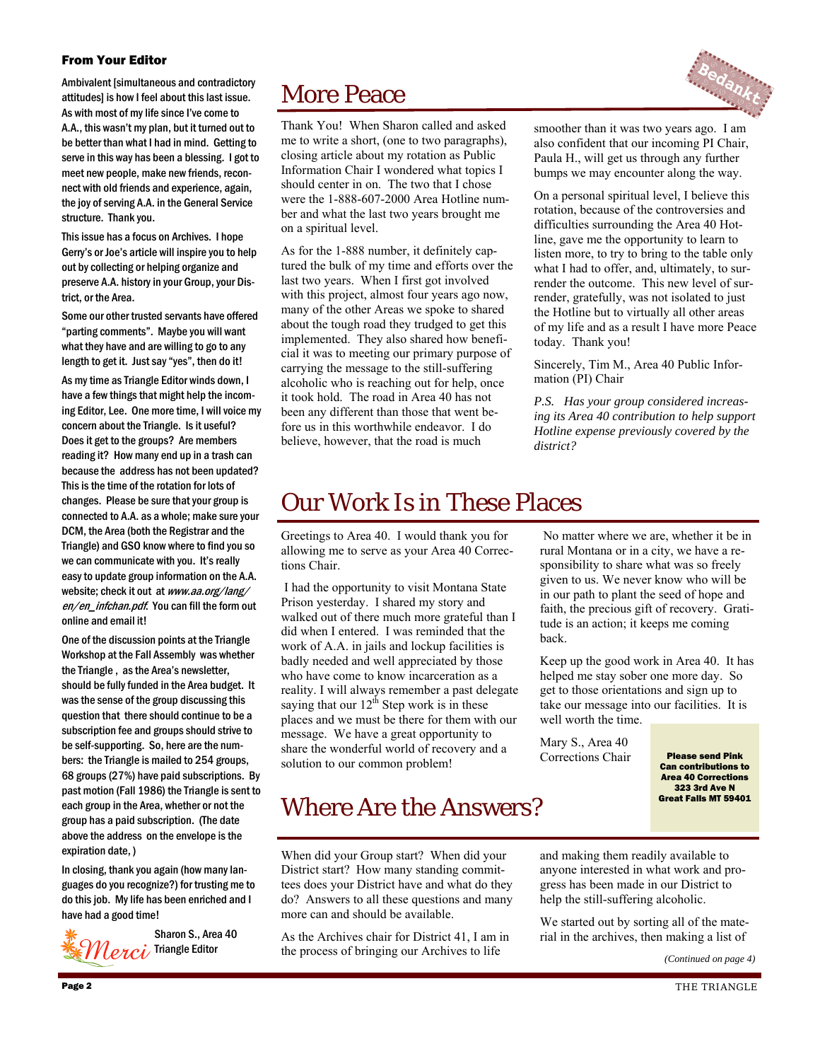### From Your Editor

Ambivalent [simultaneous and contradictory attitudes] is how I feel about this last issue. As with most of my life since I've come to A.A., this wasn't my plan, but it turned out to be better than what I had in mind. Getting to serve in this way has been a blessing. I got to meet new people, make new friends, reconnect with old friends and experience, again, the joy of serving A.A. in the General Service structure. Thank you.

This issue has a focus on Archives. I hope Gerry's or Joe's article will inspire you to help out by collecting or helping organize and preserve A.A. history in your Group, your District, or the Area.

Some our other trusted servants have offered "parting comments". Maybe you will want what they have and are willing to go to any length to get it. Just say "yes", then do it!

As my time as Triangle Editor winds down, I have a few things that might help the incoming Editor, Lee. One more time, I will voice my concern about the Triangle. Is it useful? Does it get to the groups? Are members reading it? How many end up in a trash can because the address has not been updated? This is the time of the rotation for lots of changes. Please be sure that your group is connected to A.A. as a whole; make sure your DCM, the Area (both the Registrar and the Triangle) and GSO know where to find you so we can communicate with you. It's really easy to update group information on the A.A. website; check it out at *www.aa.org/lang/en/en_infchan.pdf*. You can fill the form out online and email it!

One of the discussion points at the Triangle Workshop at the Fall Assembly was whether the Triangle , as the Area's newsletter, should be fully funded in the Area budget. It was the sense of the group discussing this question that there should continue to be a subscription fee and groups should strive to be self-supporting. So, here are the numbers: the Triangle is mailed to 254 groups, 68 groups (27%) have paid subscriptions. By past motion (Fall 1986) the Triangle is sent to each group in the Area, whether or not the group has a paid subscription. (The date above the address on the envelope is the expiration date, )

In closing, thank you again (how many languages do you recognize?) for trusting me to do this job. My life has been enriched and I have had a good time!

Merci

Sharon S., Area 40 Triangle Editor

# More Peace

Bedankt

Thank You! When Sharon called and asked me to write a short, (one to two paragraphs), closing article about my rotation as Public Information Chair I wondered what topics I should center in on. The two that I chose were the 1-888-607-2000 Area Hotline number and what the last two years brought me on a spiritual level.

As for the 1-888 number, it definitely captured the bulk of my time and efforts over the last two years. When I first got involved with this project, almost four years ago now, many of the other Areas we spoke to shared about the tough road they trudged to get this implemented. They also shared how beneficial it was to meeting our primary purpose of carrying the message to the still-suffering alcoholic who is reaching out for help, once it took hold. The road in Area 40 has not been any different than those that went before us in this worthwhile endeavor. I do believe, however, that the road is much smoother than it was two years ago. I am also confident that our incoming PI Chair, Paula H., will get us through any further bumps we may encounter along the way.

On a personal spiritual level, I believe this rotation, because of the controversies and difficulties surrounding the Area 40 Hotline, gave me the opportunity to learn to listen more, to try to bring to the table only what I had to offer, and, ultimately, to surrender the outcome. This new level of surrender, gratefully, was not isolated to just the Hotline but to virtually all other areas of my life and as a result I have more Peace today. Thank you!

Sincerely, Tim M., Area 40 Public Information (PI) Chair

*P.S. Has your group considered increasing its Area 40 contribution to help support Hotline expense previously covered by the district?*

# Our Work Is in These Places

Greetings to Area 40. I would thank you for allowing me to serve as your Area 40 Corrections Chair.

I had the opportunity to visit Montana State Prison yesterday. I shared my story and walked out of there much more grateful than I did when I entered. I was reminded that the work of A.A. in jails and lockup facilities is badly needed and well appreciated by those who have come to know incarceration as a reality. I will always remember a past delegate saying that our 12th Step work is in these places and we must be there for them with our message. We have a great opportunity to share the wonderful world of recovery and a solution to our common problem!

No matter where we are, whether it be in rural Montana or in a city, we have a responsibility to share what was so freely given to us. We never know who will be in our path to plant the seed of hope and faith, the precious gift of recovery. Gratitude is an action; it keeps me coming back.

Keep up the good work in Area 40. It has helped me stay sober one more day. So get to those orientations and sign up to take our message into our facilities. It is well worth the time.

Mary S., Area 40 Corrections Chair

**Please send Pink Can contributions to Area 40 Corrections 323 3rd Ave N Great Falls MT 59401**

# Where Are the Answers?

When did your Group start? When did your District start? How many standing committees does your District have and what do they do? Answers to all these questions and many more can and should be available.

As the Archives chair for District 41, I am in the process of bringing our Archives to life and making them readily available to anyone interested in what work and progress has been made in our District to help the still-suffering alcoholic.

We started out by sorting all of the material in the archives, then making a list of

*(Continued on page 4)*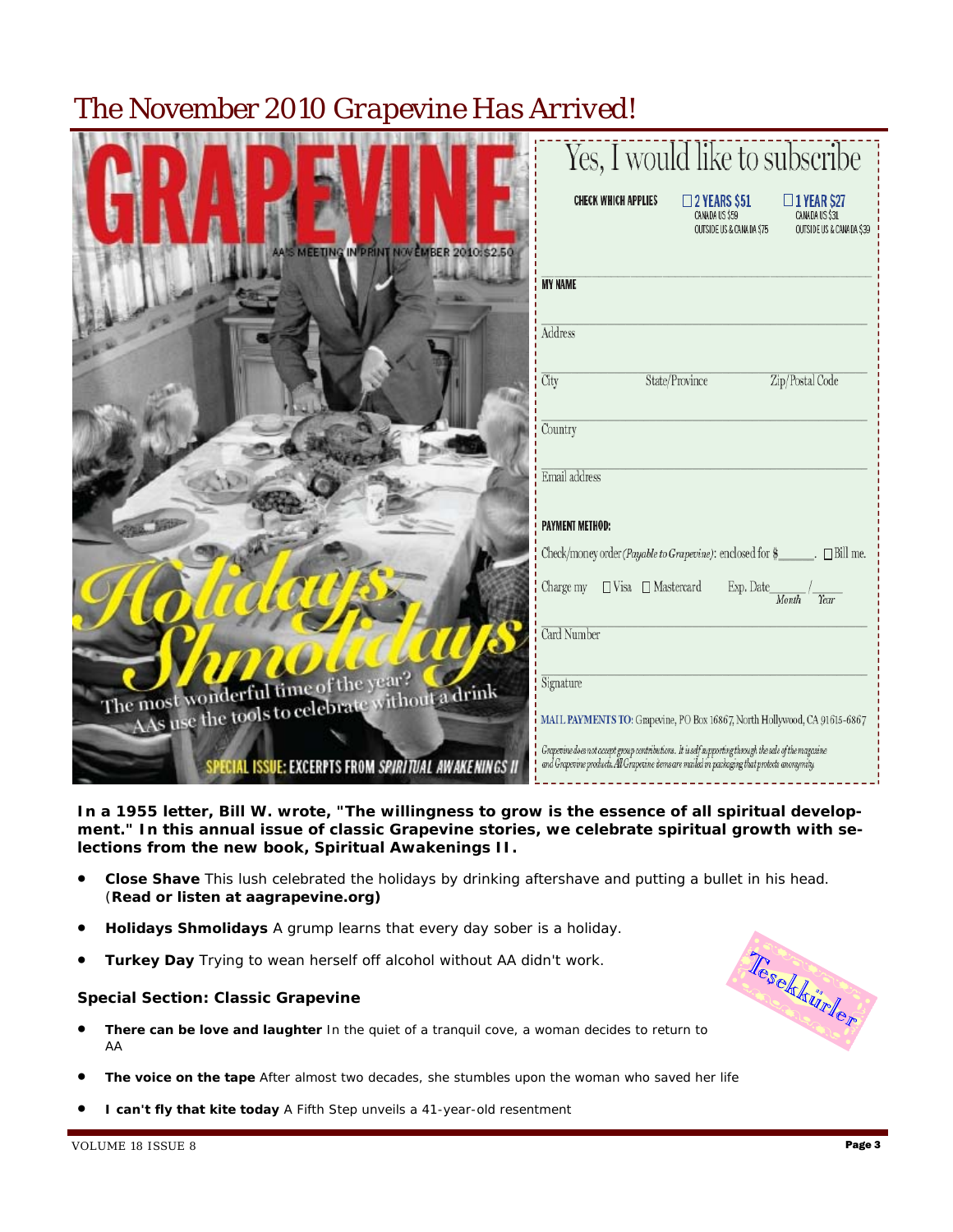# The November 2010 Grapevine Has Arrived!

GRAPEVINE

AA'S MEETING IN PRINT NOVEMBER 2010 $2.50

*Holidays Shmolidays*

The most wonderful time of the year? AAs use the tools to celebrate without a drink

SPECIAL ISSUE: EXCERPTS FROM *SPIRITUAL AWAKENINGS II*

## Yes, I would like to subscribe

CHECK WHICH APPLIES

☐ 2 YEARS $51 — CANADA US $59 — OUTSIDE US & CANADA $75

☐ 1 YEAR $27 — CANADA US $31 — OUTSIDE US & CANADA $39

MY NAME

Address

City State/Province Zip/Postal Code

Country

Email address

PAYMENT METHOD:

Check/money order *(Payable to Grapevine)*: enclosed for $______. ☐ Bill me.

Charge my ☐ Visa ☐ Mastercard Exp. Date ____/____ (Month / Year)

Card Number

Signature

MAIL PAYMENTS TO: Grapevine, PO Box 16867, North Hollywood, CA 91615-6867

*Grapevine does not accept group contributions. It is self supporting through the sale of the magazine and Grapevine products. All Grapevine items are mailed in packaging that protects anonymity.*

**In a 1955 letter, Bill W. wrote, "The willingness to grow is the essence of all spiritual development." In this annual issue of classic Grapevine stories, we celebrate spiritual growth with selections from the new book, Spiritual Awakenings II.**

- **Close Shave** This lush celebrated the holidays by drinking aftershave and putting a bullet in his head. (**Read or listen at aagrapevine.org)**
- **Holidays Shmolidays** A grump learns that every day sober is a holiday.
- **Turkey Day** Trying to wean herself off alcohol without AA didn't work.

Teşekkürler

### Special Section: Classic Grapevine

- **There can be love and laughter** In the quiet of a tranquil cove, a woman decides to return to AA
- **The voice on the tape** After almost two decades, she stumbles upon the woman who saved her life
- **I can't fly that kite today** A Fifth Step unveils a 41-year-old resentment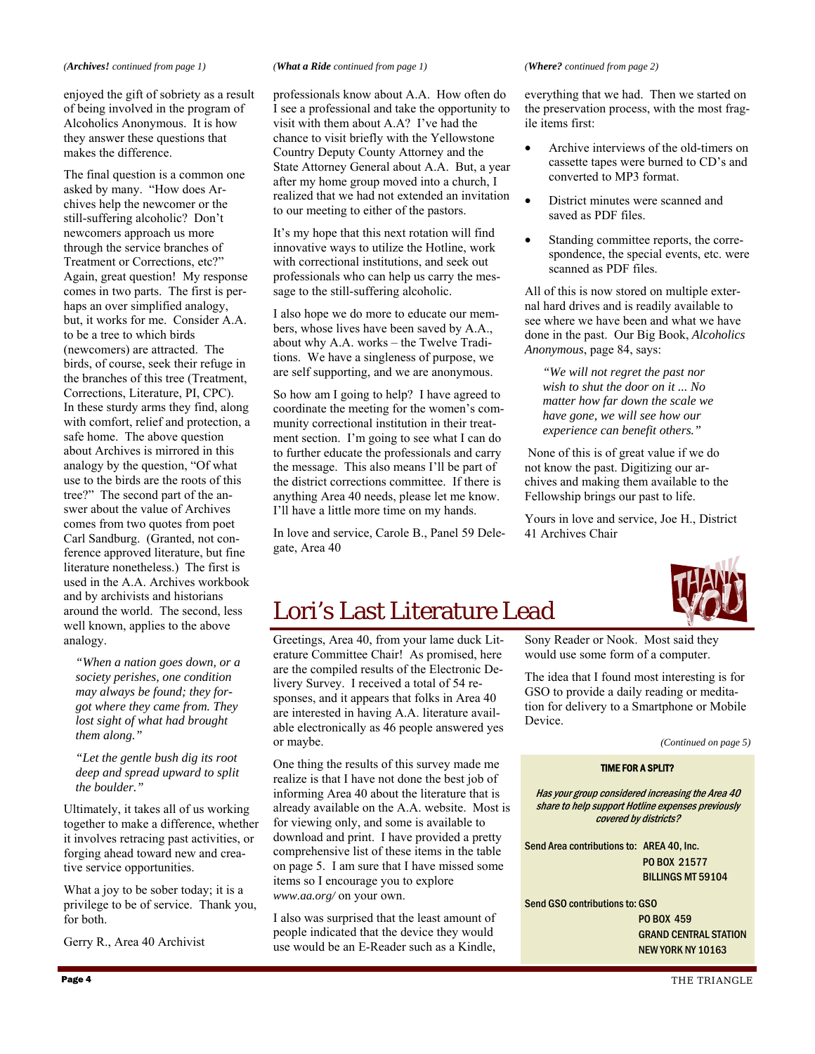*(**Archives!** continued from page 1)*

enjoyed the gift of sobriety as a result of being involved in the program of Alcoholics Anonymous. It is how they answer these questions that makes the difference.

The final question is a common one asked by many. "How does Archives help the newcomer or the still-suffering alcoholic? Don't newcomers approach us more through the service branches of Treatment or Corrections, etc?" Again, great question! My response comes in two parts. The first is perhaps an over simplified analogy, but, it works for me. Consider A.A. to be a tree to which birds (newcomers) are attracted. The birds, of course, seek their refuge in the branches of this tree (Treatment, Corrections, Literature, PI, CPC). In these sturdy arms they find, along with comfort, relief and protection, a safe home. The above question about Archives is mirrored in this analogy by the question, "Of what use to the birds are the roots of this tree?" The second part of the answer about the value of Archives comes from two quotes from poet Carl Sandburg. (Granted, not conference approved literature, but fine literature nonetheless.) The first is used in the A.A. Archives workbook and by archivists and historians around the world. The second, less well known, applies to the above analogy.

> *"When a nation goes down, or a society perishes, one condition may always be found; they forgot where they came from. They lost sight of what had brought them along."*

> *"Let the gentle bush dig its root deep and spread upward to split the boulder."*

Ultimately, it takes all of us working together to make a difference, whether it involves retracing past activities, or forging ahead toward new and creative service opportunities.

What a joy to be sober today; it is a privilege to be of service. Thank you, for both.

Gerry R., Area 40 Archivist

*(**What a Ride** continued from page 1)*

professionals know about A.A. How often do I see a professional and take the opportunity to visit with them about A.A? I've had the chance to visit briefly with the Yellowstone Country Deputy County Attorney and the State Attorney General about A.A. But, a year after my home group moved into a church, I realized that we had not extended an invitation to our meeting to either of the pastors.

It's my hope that this next rotation will find innovative ways to utilize the Hotline, work with correctional institutions, and seek out professionals who can help us carry the message to the still-suffering alcoholic.

I also hope we do more to educate our members, whose lives have been saved by A.A., about why A.A. works – the Twelve Traditions. We have a singleness of purpose, we are self supporting, and we are anonymous.

So how am I going to help? I have agreed to coordinate the meeting for the women's community correctional institution in their treatment section. I'm going to see what I can do to further educate the professionals and carry the message. This also means I'll be part of the district corrections committee. If there is anything Area 40 needs, please let me know. I'll have a little more time on my hands.

In love and service, Carole B., Panel 59 Delegate, Area 40

*(**Where?** continued from page 2)*

everything that we had. Then we started on the preservation process, with the most fragile items first:

- Archive interviews of the old-timers on cassette tapes were burned to CD's and converted to MP3 format.
- District minutes were scanned and saved as PDF files.
- Standing committee reports, the correspondence, the special events, etc. were scanned as PDF files.

All of this is now stored on multiple external hard drives and is readily available to see where we have been and what we have done in the past. Our Big Book, *Alcoholics Anonymous*, page 84, says:

> *"We will not regret the past nor wish to shut the door on it ... No matter how far down the scale we have gone, we will see how our experience can benefit others."*

None of this is of great value if we do not know the past. Digitizing our archives and making them available to the Fellowship brings our past to life.

Yours in love and service, Joe H., District 41 Archives Chair

## Lori's Last Literature Lead

Greetings, Area 40, from your lame duck Literature Committee Chair! As promised, here are the compiled results of the Electronic Delivery Survey. I received a total of 54 responses, and it appears that folks in Area 40 are interested in having A.A. literature available electronically as 46 people answered yes or maybe.

One thing the results of this survey made me realize is that I have not done the best job of informing Area 40 about the literature that is already available on the A.A. website. Most is for viewing only, and some is available to download and print. I have provided a pretty comprehensive list of these items in the table on page 5. I am sure that I have missed some items so I encourage you to explore *www.aa.org/* on your own.

I also was surprised that the least amount of people indicated that the device they would use would be an E-Reader such as a Kindle, Sony Reader or Nook. Most said they would use some form of a computer.

The idea that I found most interesting is for GSO to provide a daily reading or meditation for delivery to a Smartphone or Mobile Device.

*(Continued on page 5)*

**TIME FOR A SPLIT?**

***Has your group considered increasing the Area 40 share to help support Hotline expenses previously covered by districts?***

**Send Area contributions to: AREA 40, Inc.
PO BOX 21577
BILLINGS MT 59104**

**Send GSO contributions to: GSO
PO BOX 459
GRAND CENTRAL STATION
NEW YORK NY 10163**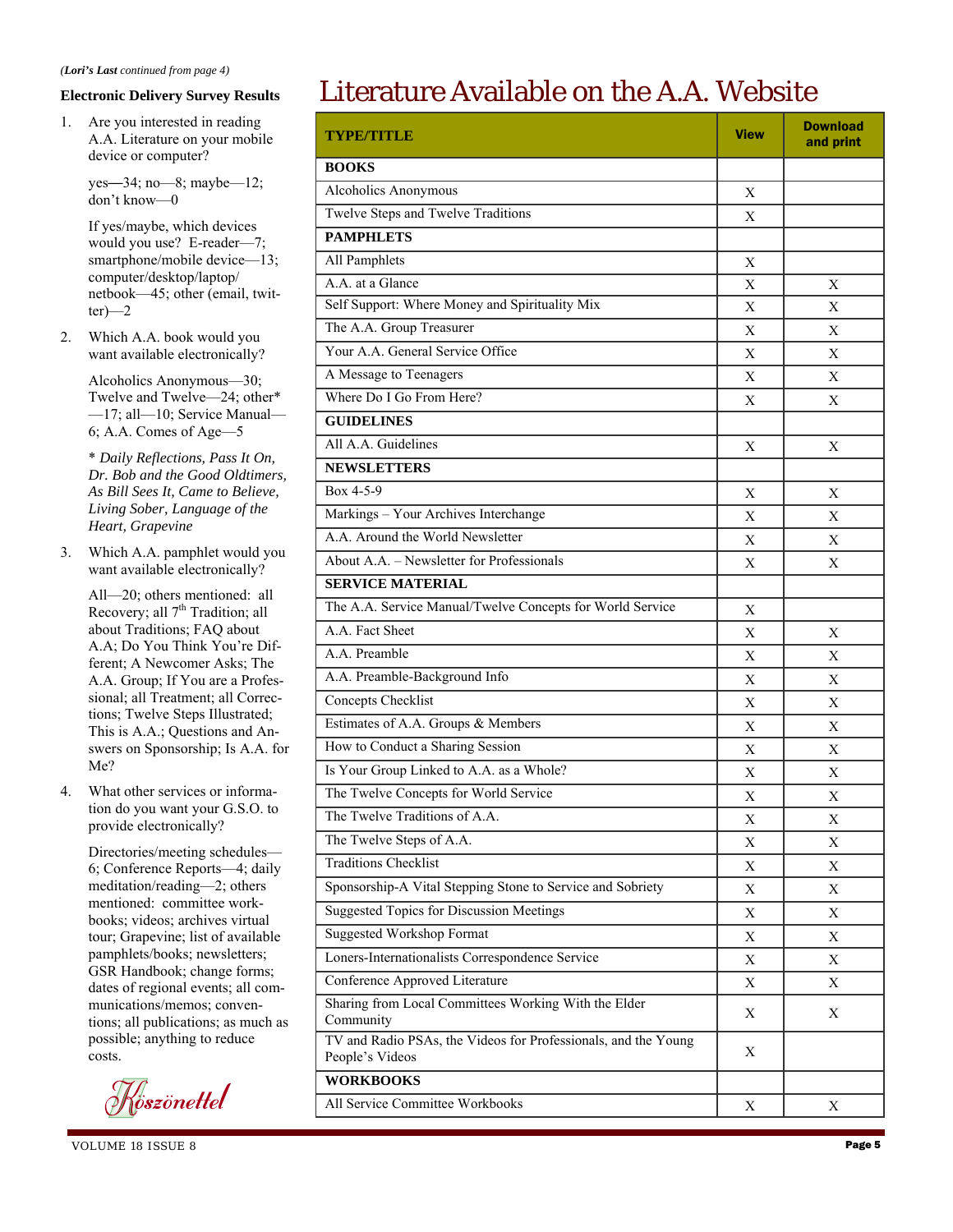*(**Lori's Last** continued from page 4)*

### Electronic Delivery Survey Results

1. Are you interested in reading A.A. Literature on your mobile device or computer?

   yes—34; no—8; maybe—12; don't know—0

   If yes/maybe, which devices would you use? E-reader—7; smartphone/mobile device—13; computer/desktop/laptop/netbook—45; other (email, twitter)—2

2. Which A.A. book would you want available electronically?

   Alcoholics Anonymous—30; Twelve and Twelve—24; other*—17; all—10; Service Manual—6; A.A. Comes of Age—5

   \* *Daily Reflections, Pass It On, Dr. Bob and the Good Oldtimers, As Bill Sees It, Came to Believe, Living Sober, Language of the Heart, Grapevine*

3. Which A.A. pamphlet would you want available electronically?

   All—20; others mentioned: all Recovery; all 7th Tradition; all about Traditions; FAQ about A.A; Do You Think You're Different; A Newcomer Asks; The A.A. Group; If You are a Professional; all Treatment; all Corrections; Twelve Steps Illustrated; This is A.A.; Questions and Answers on Sponsorship; Is A.A. for Me?

4. What other services or information do you want your G.S.O. to provide electronically?

   Directories/meeting schedules—6; Conference Reports—4; daily meditation/reading—2; others mentioned: committee workbooks; videos; archives virtual tour; Grapevine; list of available pamphlets/books; newsletters; GSR Handbook; change forms; dates of regional events; all communications/memos; conventions; all publications; as much as possible; anything to reduce costs.

*Köszönettel*

# Literature Available on the A.A. Website

| TYPE/TITLE | View | Download and print |
|---|---|---|
| **BOOKS** | | |
| Alcoholics Anonymous | X | |
| Twelve Steps and Twelve Traditions | X | |
| **PAMPHLETS** | | |
| All Pamphlets | X | |
| A.A. at a Glance | X | X |
| Self Support: Where Money and Spirituality Mix | X | X |
| The A.A. Group Treasurer | X | X |
| Your A.A. General Service Office | X | X |
| A Message to Teenagers | X | X |
| Where Do I Go From Here? | X | X |
| **GUIDELINES** | | |
| All A.A. Guidelines | X | X |
| **NEWSLETTERS** | | |
| Box 4-5-9 | X | X |
| Markings – Your Archives Interchange | X | X |
| A.A. Around the World Newsletter | X | X |
| About A.A. – Newsletter for Professionals | X | X |
| **SERVICE MATERIAL** | | |
| The A.A. Service Manual/Twelve Concepts for World Service | X | |
| A.A. Fact Sheet | X | X |
| A.A. Preamble | X | X |
| A.A. Preamble-Background Info | X | X |
| Concepts Checklist | X | X |
| Estimates of A.A. Groups & Members | X | X |
| How to Conduct a Sharing Session | X | X |
| Is Your Group Linked to A.A. as a Whole? | X | X |
| The Twelve Concepts for World Service | X | X |
| The Twelve Traditions of A.A. | X | X |
| The Twelve Steps of A.A. | X | X |
| Traditions Checklist | X | X |
| Sponsorship-A Vital Stepping Stone to Service and Sobriety | X | X |
| Suggested Topics for Discussion Meetings | X | X |
| Suggested Workshop Format | X | X |
| Loners-Internationalists Correspondence Service | X | X |
| Conference Approved Literature | X | X |
| Sharing from Local Committees Working With the Elder Community | X | X |
| TV and Radio PSAs, the Videos for Professionals, and the Young People's Videos | X | |
| **WORKBOOKS** | | |
| All Service Committee Workbooks | X | X |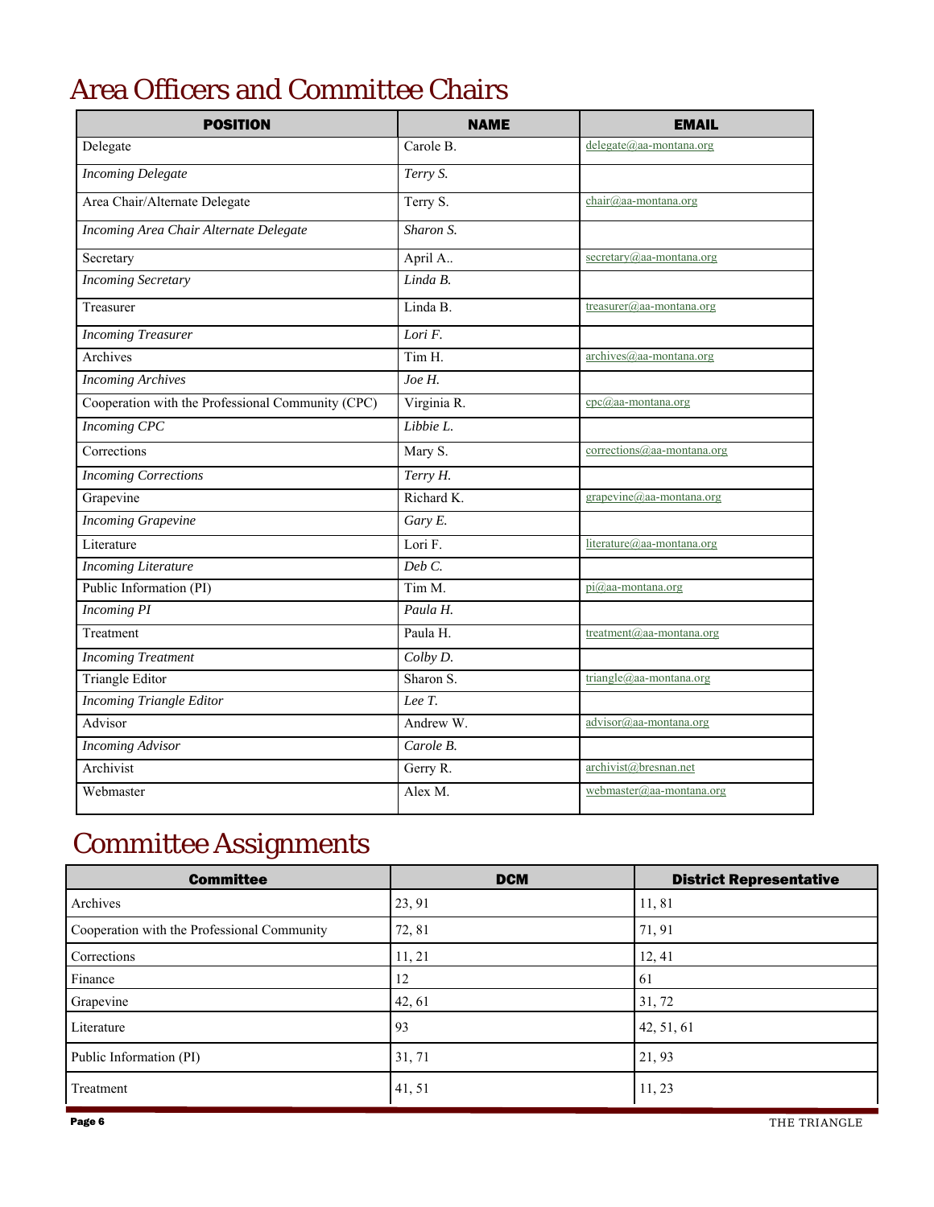# Area Officers and Committee Chairs

| POSITION | NAME | EMAIL |
|---|---|---|
| Delegate | Carole B. | delegate@aa-montana.org |
| *Incoming Delegate* | *Terry S.* | |
| Area Chair/Alternate Delegate | Terry S. | chair@aa-montana.org |
| *Incoming Area Chair Alternate Delegate* | *Sharon S.* | |
| Secretary | April A.. | secretary@aa-montana.org |
| *Incoming Secretary* | *Linda B.* | |
| Treasurer | Linda B. | treasurer@aa-montana.org |
| *Incoming Treasurer* | *Lori F.* | |
| Archives | Tim H. | archives@aa-montana.org |
| *Incoming Archives* | *Joe H.* | |
| Cooperation with the Professional Community (CPC) | Virginia R. | cpc@aa-montana.org |
| *Incoming CPC* | *Libbie L.* | |
| Corrections | Mary S. | corrections@aa-montana.org |
| *Incoming Corrections* | *Terry H.* | |
| Grapevine | Richard K. | grapevine@aa-montana.org |
| *Incoming Grapevine* | *Gary E.* | |
| Literature | Lori F. | literature@aa-montana.org |
| *Incoming Literature* | *Deb C.* | |
| Public Information (PI) | Tim M. | pi@aa-montana.org |
| *Incoming PI* | *Paula H.* | |
| Treatment | Paula H. | treatment@aa-montana.org |
| *Incoming Treatment* | *Colby D.* | |
| Triangle Editor | Sharon S. | triangle@aa-montana.org |
| *Incoming Triangle Editor* | *Lee T.* | |
| Advisor | Andrew W. | advisor@aa-montana.org |
| *Incoming Advisor* | *Carole B.* | |
| Archivist | Gerry R. | archivist@bresnan.net |
| Webmaster | Alex M. | webmaster@aa-montana.org |

# Committee Assignments

| Committee | DCM | District Representative |
|---|---|---|
| Archives | 23, 91 | 11, 81 |
| Cooperation with the Professional Community | 72, 81 | 71, 91 |
| Corrections | 11, 21 | 12, 41 |
| Finance | 12 | 61 |
| Grapevine | 42, 61 | 31, 72 |
| Literature | 93 | 42, 51, 61 |
| Public Information (PI) | 31, 71 | 21, 93 |
| Treatment | 41, 51 | 11, 23 |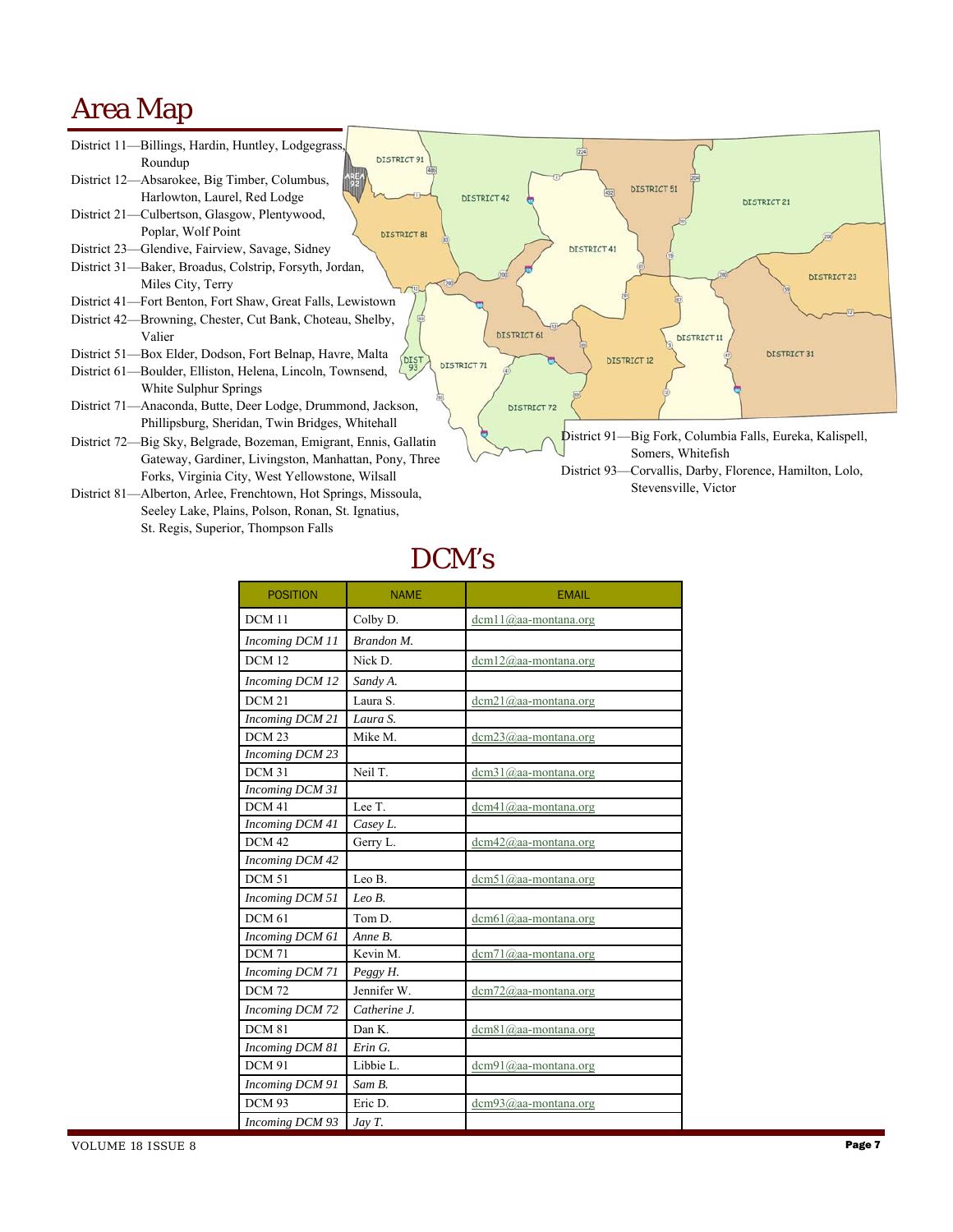# Area Map

District 11—Billings, Hardin, Huntley, Lodgegrass, Roundup

District 12—Absarokee, Big Timber, Columbus, Harlowton, Laurel, Red Lodge

District 21—Culbertson, Glasgow, Plentywood, Poplar, Wolf Point

District 23—Glendive, Fairview, Savage, Sidney

District 31—Baker, Broadus, Colstrip, Forsyth, Jordan, Miles City, Terry

District 41—Fort Benton, Fort Shaw, Great Falls, Lewistown

District 42—Browning, Chester, Cut Bank, Choteau, Shelby, Valier

District 51—Box Elder, Dodson, Fort Belnap, Havre, Malta

District 61—Boulder, Elliston, Helena, Lincoln, Townsend, White Sulphur Springs

District 71—Anaconda, Butte, Deer Lodge, Drummond, Jackson, Phillipsburg, Sheridan, Twin Bridges, Whitehall

District 72—Big Sky, Belgrade, Bozeman, Emigrant, Ennis, Gallatin Gateway, Gardiner, Livingston, Manhattan, Pony, Three Forks, Virginia City, West Yellowstone, Wilsall

District 81—Alberton, Arlee, Frenchtown, Hot Springs, Missoula, Seeley Lake, Plains, Polson, Ronan, St. Ignatius, St. Regis, Superior, Thompson Falls

District 91—Big Fork, Columbia Falls, Eureka, Kalispell, Somers, Whitefish

District 93—Corvallis, Darby, Florence, Hamilton, Lolo, Stevensville, Victor

# DCM's

| POSITION | NAME | EMAIL |
|---|---|---|
| DCM 11 | Colby D. | dcm11@aa-montana.org |
| *Incoming DCM 11* | *Brandon M.* | |
| DCM 12 | Nick D. | dcm12@aa-montana.org |
| *Incoming DCM 12* | *Sandy A.* | |
| DCM 21 | Laura S. | dcm21@aa-montana.org |
| *Incoming DCM 21* | *Laura S.* | |
| DCM 23 | Mike M. | dcm23@aa-montana.org |
| *Incoming DCM 23* | | |
| DCM 31 | Neil T. | dcm31@aa-montana.org |
| *Incoming DCM 31* | | |
| DCM 41 | Lee T. | dcm41@aa-montana.org |
| *Incoming DCM 41* | *Casey L.* | |
| DCM 42 | Gerry L. | dcm42@aa-montana.org |
| *Incoming DCM 42* | | |
| DCM 51 | Leo B. | dcm51@aa-montana.org |
| *Incoming DCM 51* | *Leo B.* | |
| DCM 61 | Tom D. | dcm61@aa-montana.org |
| *Incoming DCM 61* | *Anne B.* | |
| DCM 71 | Kevin M. | dcm71@aa-montana.org |
| *Incoming DCM 71* | *Peggy H.* | |
| DCM 72 | Jennifer W. | dcm72@aa-montana.org |
| *Incoming DCM 72* | *Catherine J.* | |
| DCM 81 | Dan K. | dcm81@aa-montana.org |
| *Incoming DCM 81* | *Erin G.* | |
| DCM 91 | Libbie L. | dcm91@aa-montana.org |
| *Incoming DCM 91* | *Sam B.* | |
| DCM 93 | Eric D. | dcm93@aa-montana.org |
| *Incoming DCM 93* | *Jay T.* | |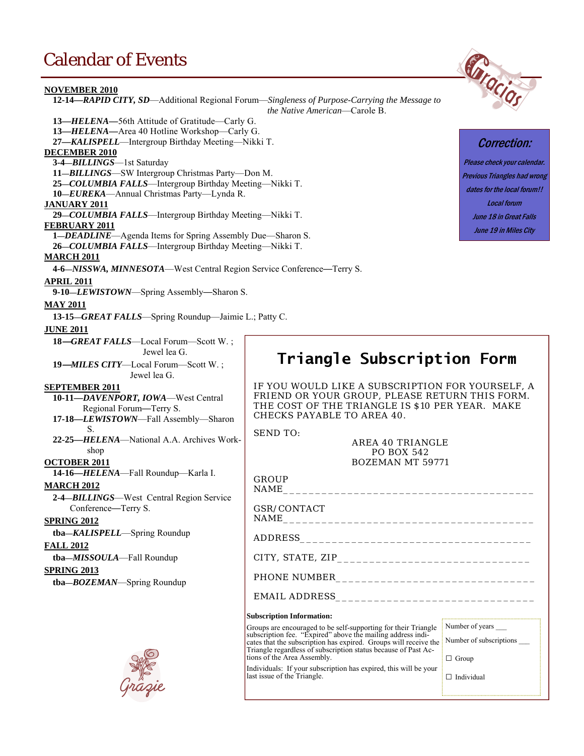# Calendar of Events

**NOVEMBER 2010**

- **12-14—*RAPID CITY, SD***—Additional Regional Forum—*Singleness of Purpose-Carrying the Message to the Native American*—Carole B.
- **13—*HELENA*—**56th Attitude of Gratitude—Carly G.
- **13—*HELENA*—**Area 40 Hotline Workshop—Carly G.
- **27—*KALISPELL***—Intergroup Birthday Meeting—Nikki T.

**DECEMBER 2010**

- **3-4—*BILLINGS***—1st Saturday
- **11—*BILLINGS***—SW Intergroup Christmas Party—Don M.
- **25—*COLUMBIA FALLS***—Intergroup Birthday Meeting—Nikki T.
- **10—*EUREKA***—Annual Christmas Party—Lynda R.

**JANUARY 2011**

- **29—*COLUMBIA FALLS***—Intergroup Birthday Meeting—Nikki T.

**FEBRUARY 2011**

- **1—*DEADLINE***—Agenda Items for Spring Assembly Due—Sharon S.
- **26—*COLUMBIA FALLS***—Intergroup Birthday Meeting—Nikki T.

**MARCH 2011**

- **4-6—*NISSWA, MINNESOTA***—West Central Region Service Conference—Terry S.

**APRIL 2011**

- **9-10—*LEWISTOWN***—Spring Assembly—Sharon S.

**MAY 2011**

- **13-15—*GREAT FALLS***—Spring Roundup—Jaimie L.; Patty C.

**JUNE 2011**

- **18—*GREAT FALLS***—Local Forum—Scott W. ; Jewel lea G.
- **19—*MILES CITY***—Local Forum—Scott W. ; Jewel lea G.

**SEPTEMBER 2011**

- **10-11—*DAVENPORT, IOWA***—West Central Regional Forum—Terry S.
- **17-18—*LEWISTOWN***—Fall Assembly—Sharon S.
- **22-25—*HELENA***—National A.A. Archives Workshop

**OCTOBER 2011**

- **14-16—*HELENA***—Fall Roundup—Karla I.

**MARCH 2012**

- **2-4—*BILLINGS***—West Central Region Service Conference—Terry S.

**SPRING 2012**

- **tba—*KALISPELL***—Spring Roundup

**FALL 2012**

- **tba—*MISSOULA***—Fall Roundup

**SPRING 2013**

- **tba—*BOZEMAN***—Spring Roundup

Gracias

## Correction:

*Please check your calendar. Previous Triangles had wrong dates for the local forum!! Local forum June 18 in Great Falls June 19 in Miles City*

## Triangle Subscription Form

IF YOU WOULD LIKE A SUBSCRIPTION FOR YOURSELF, A FRIEND OR YOUR GROUP, PLEASE RETURN THIS FORM. THE COST OF THE TRIANGLE IS $10 PER YEAR. MAKE CHECKS PAYABLE TO AREA 40.

SEND TO:

AREA 40 TRIANGLE
PO BOX 542
BOZEMAN MT 59771

GROUP NAME_______________________________________

GSR/CONTACT NAME_______________________________________

ADDRESS_____________________________________

CITY, STATE, ZIP______________________________

PHONE NUMBER______________________________

EMAIL ADDRESS______________________________

**Subscription Information:**

Groups are encouraged to be self-supporting for their Triangle subscription fee. "Expired" above the mailing address indicates that the subscription has expired. Groups will receive the Triangle regardless of subscription status because of Past Actions of the Area Assembly.

Individuals: If your subscription has expired, this will be your last issue of the Triangle.

Number of years ___

Number of subscriptions ___

☐ Group

☐ Individual

Grazie